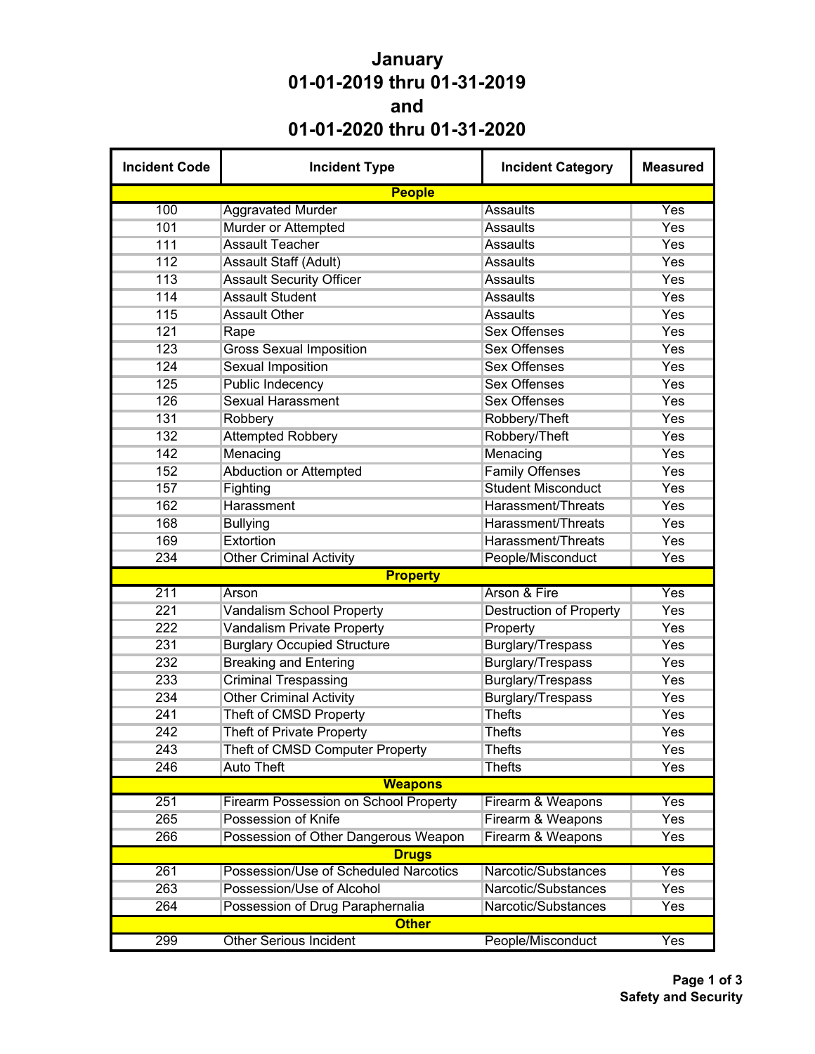# January
# 01-01-2019 thru 01-31-2019
# and
# 01-01-2020 thru 01-31-2020

| Incident Code | Incident Type | Incident Category | Measured |
|---|---|---|---|
| **People** | | | |
| 100 | Aggravated Murder | Assaults | Yes |
| 101 | Murder or Attempted | Assaults | Yes |
| 111 | Assault Teacher | Assaults | Yes |
| 112 | Assault Staff (Adult) | Assaults | Yes |
| 113 | Assault Security Officer | Assaults | Yes |
| 114 | Assault Student | Assaults | Yes |
| 115 | Assault Other | Assaults | Yes |
| 121 | Rape | Sex Offenses | Yes |
| 123 | Gross Sexual Imposition | Sex Offenses | Yes |
| 124 | Sexual Imposition | Sex Offenses | Yes |
| 125 | Public Indecency | Sex Offenses | Yes |
| 126 | Sexual Harassment | Sex Offenses | Yes |
| 131 | Robbery | Robbery/Theft | Yes |
| 132 | Attempted Robbery | Robbery/Theft | Yes |
| 142 | Menacing | Menacing | Yes |
| 152 | Abduction or Attempted | Family Offenses | Yes |
| 157 | Fighting | Student Misconduct | Yes |
| 162 | Harassment | Harassment/Threats | Yes |
| 168 | Bullying | Harassment/Threats | Yes |
| 169 | Extortion | Harassment/Threats | Yes |
| 234 | Other Criminal Activity | People/Misconduct | Yes |
| **Property** | | | |
| 211 | Arson | Arson & Fire | Yes |
| 221 | Vandalism School Property | Destruction of Property | Yes |
| 222 | Vandalism Private Property | Property | Yes |
| 231 | Burglary Occupied Structure | Burglary/Trespass | Yes |
| 232 | Breaking and Entering | Burglary/Trespass | Yes |
| 233 | Criminal Trespassing | Burglary/Trespass | Yes |
| 234 | Other Criminal Activity | Burglary/Trespass | Yes |
| 241 | Theft of CMSD Property | Thefts | Yes |
| 242 | Theft of Private Property | Thefts | Yes |
| 243 | Theft of CMSD Computer Property | Thefts | Yes |
| 246 | Auto Theft | Thefts | Yes |
| **Weapons** | | | |
| 251 | Firearm Possession on School Property | Firearm & Weapons | Yes |
| 265 | Possession of Knife | Firearm & Weapons | Yes |
| 266 | Possession of Other Dangerous Weapon | Firearm & Weapons | Yes |
| **Drugs** | | | |
| 261 | Possession/Use of Scheduled Narcotics | Narcotic/Substances | Yes |
| 263 | Possession/Use of Alcohol | Narcotic/Substances | Yes |
| 264 | Possession of Drug Paraphernalia | Narcotic/Substances | Yes |
| **Other** | | | |
| 299 | Other Serious Incident | People/Misconduct | Yes |

**Safety and Security**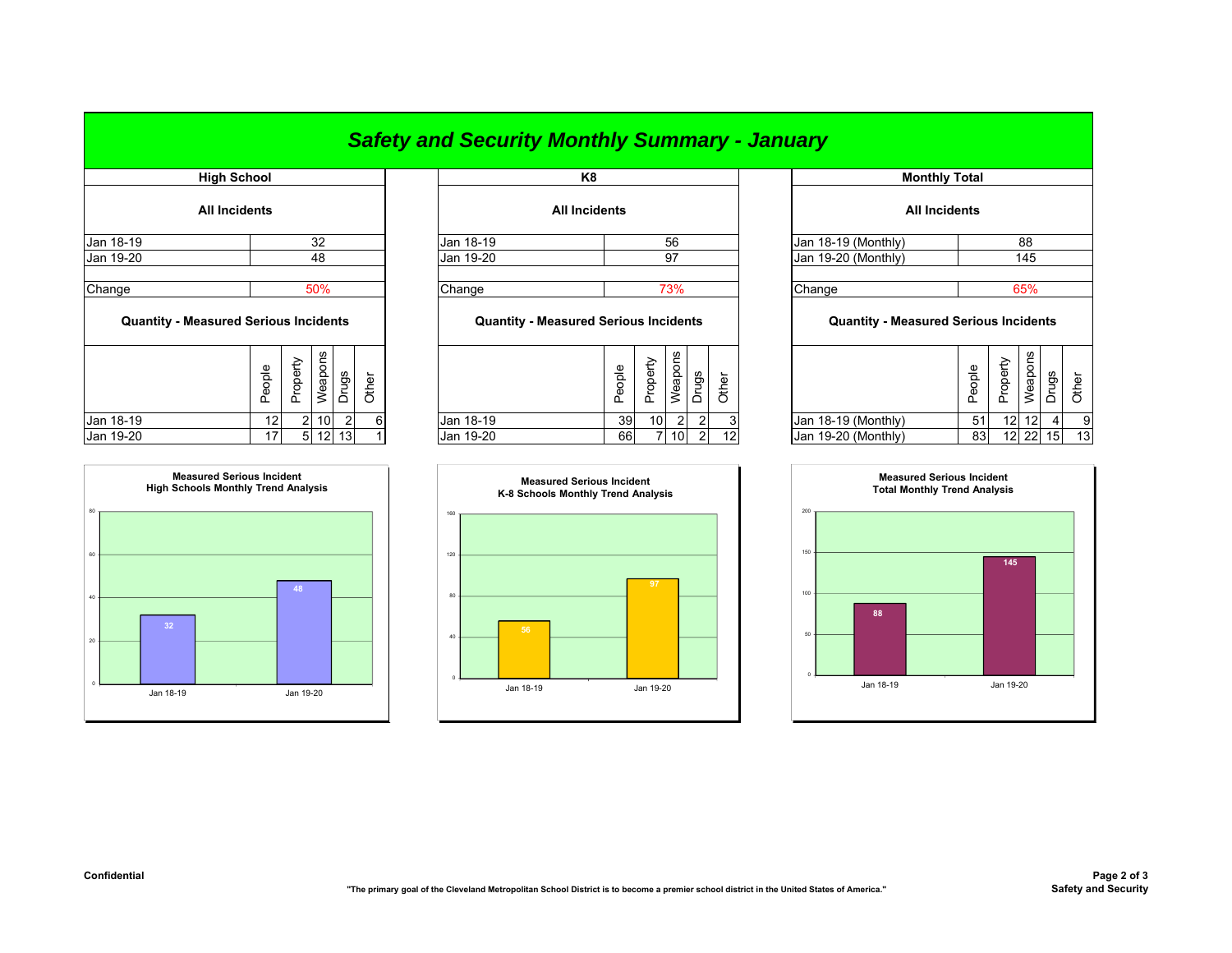# Safety and Security Monthly Summary - January

## High School

### All Incidents

| | |
|---|---|
| Jan 18-19 | 32 |
| Jan 19-20 | 48 |
| Change | 50% |

### Quantity - Measured Serious Incidents

| | People | Property | Weapons | Drugs | Other |
|---|---|---|---|---|---|
| Jan 18-19 | 12 | 2 | 10 | 2 | 6 |
| Jan 19-20 | 17 | 5 | 12 | 13 | 1 |

## K8

### All Incidents

| | |
|---|---|
| Jan 18-19 | 56 |
| Jan 19-20 | 97 |
| Change | 73% |

### Quantity - Measured Serious Incidents

| | People | Property | Weapons | Drugs | Other |
|---|---|---|---|---|---|
| Jan 18-19 | 39 | 10 | 2 | 2 | 3 |
| Jan 19-20 | 66 | 7 | 10 | 2 | 12 |

## Monthly Total

### All Incidents

| | |
|---|---|
| Jan 18-19 (Monthly) | 88 |
| Jan 19-20 (Monthly) | 145 |
| Change | 65% |

### Quantity - Measured Serious Incidents

| | People | Property | Weapons | Drugs | Other |
|---|---|---|---|---|---|
| Jan 18-19 (Monthly) | 51 | 12 | 12 | 4 | 9 |
| Jan 19-20 (Monthly) | 83 | 12 | 22 | 15 | 13 |

**Measured Serious Incident High Schools Monthly Trend Analysis**

| | Jan 18-19 | Jan 19-20 |
|---|---|---|
| High Schools | 32 | 48 |

**Measured Serious Incident K-8 Schools Monthly Trend Analysis**

| | Jan 18-19 | Jan 19-20 |
|---|---|---|
| K-8 Schools | 56 | 97 |

**Measured Serious Incident Total Monthly Trend Analysis**

| | Jan 18-19 | Jan 19-20 |
|---|---|---|
| Total | 88 | 145 |

Confidential

**"The primary goal of the Cleveland Metropolitan School District is to become a premier school district in the United States of America."**

Safety and Security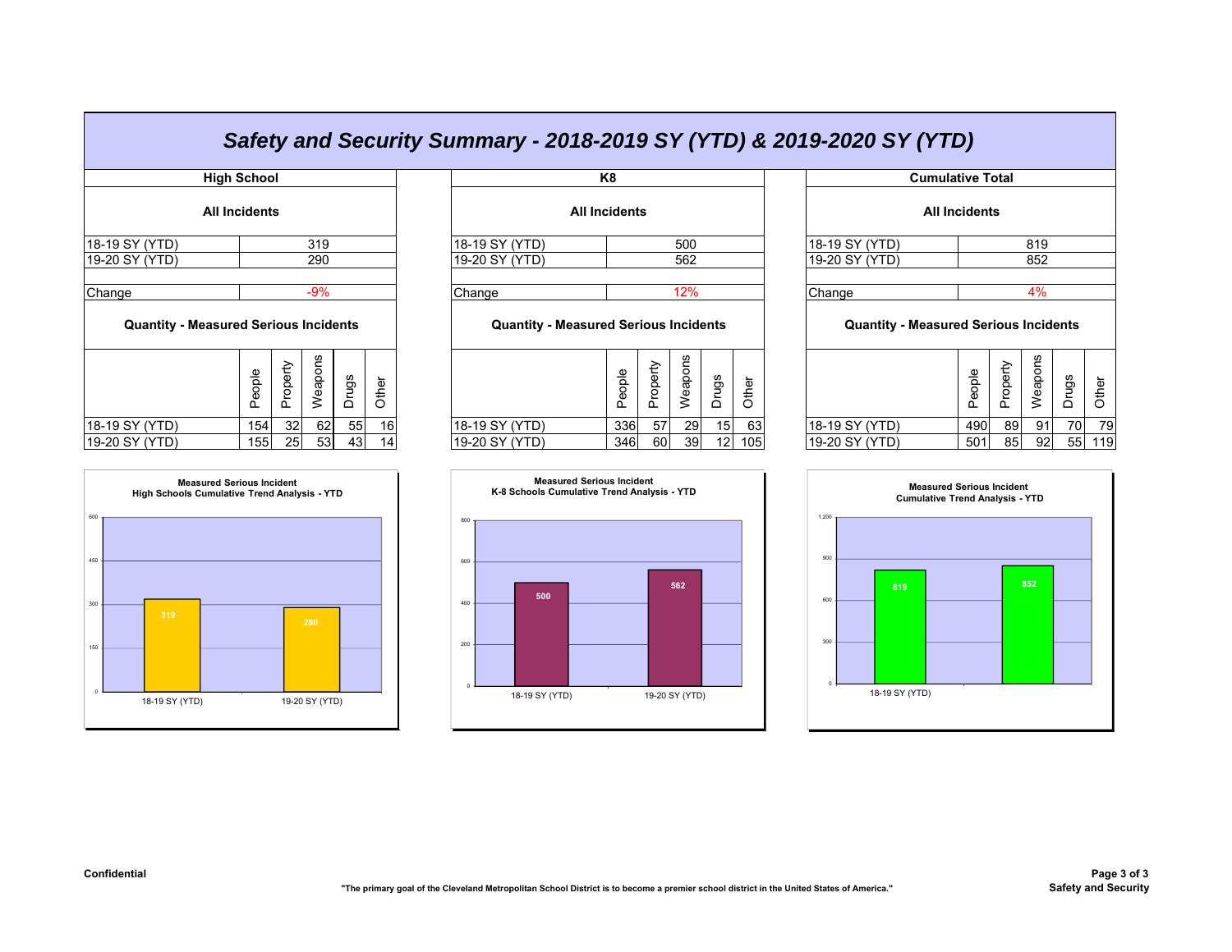# Safety and Security Summary - 2018-2019 SY (YTD) & 2019-2020 SY (YTD)

## High School

### All Incidents

| | |
|---|---|
| 18-19 SY (YTD) | 319 |
| 19-20 SY (YTD) | 290 |
| Change | -9% |

### Quantity - Measured Serious Incidents

| | People | Property | Weapons | Drugs | Other |
|---|---|---|---|---|---|
| 18-19 SY (YTD) | 154 | 32 | 62 | 55 | 16 |
| 19-20 SY (YTD) | 155 | 25 | 53 | 43 | 14 |

## K8

### All Incidents

| | |
|---|---|
| 18-19 SY (YTD) | 500 |
| 19-20 SY (YTD) | 562 |
| Change | 12% |

### Quantity - Measured Serious Incidents

| | People | Property | Weapons | Drugs | Other |
|---|---|---|---|---|---|
| 18-19 SY (YTD) | 336 | 57 | 29 | 15 | 63 |
| 19-20 SY (YTD) | 346 | 60 | 39 | 12 | 105 |

## Cumulative Total

### All Incidents

| | |
|---|---|
| 18-19 SY (YTD) | 819 |
| 19-20 SY (YTD) | 852 |
| Change | 4% |

### Quantity - Measured Serious Incidents

| | People | Property | Weapons | Drugs | Other |
|---|---|---|---|---|---|
| 18-19 SY (YTD) | 490 | 89 | 91 | 70 | 79 |
| 19-20 SY (YTD) | 501 | 85 | 92 | 55 | 119 |

Measured Serious Incident
High Schools Cumulative Trend Analysis - YTD

600
450
300
150
0
319
290
18-19 SY (YTD)
19-20 SY (YTD)

Measured Serious Incident
K-8 Schools Cumulative Trend Analysis - YTD

800
600
400
200
0
500
562
18-19 SY (YTD)
19-20 SY (YTD)

Measured Serious Incident
Cumulative Trend Analysis - YTD

1,200
900
600
300
0
819
852
18-19 SY (YTD)

Confidential

"The primary goal of the Cleveland Metropolitan School District is to become a premier school district in the United States of America."

Safety and Security